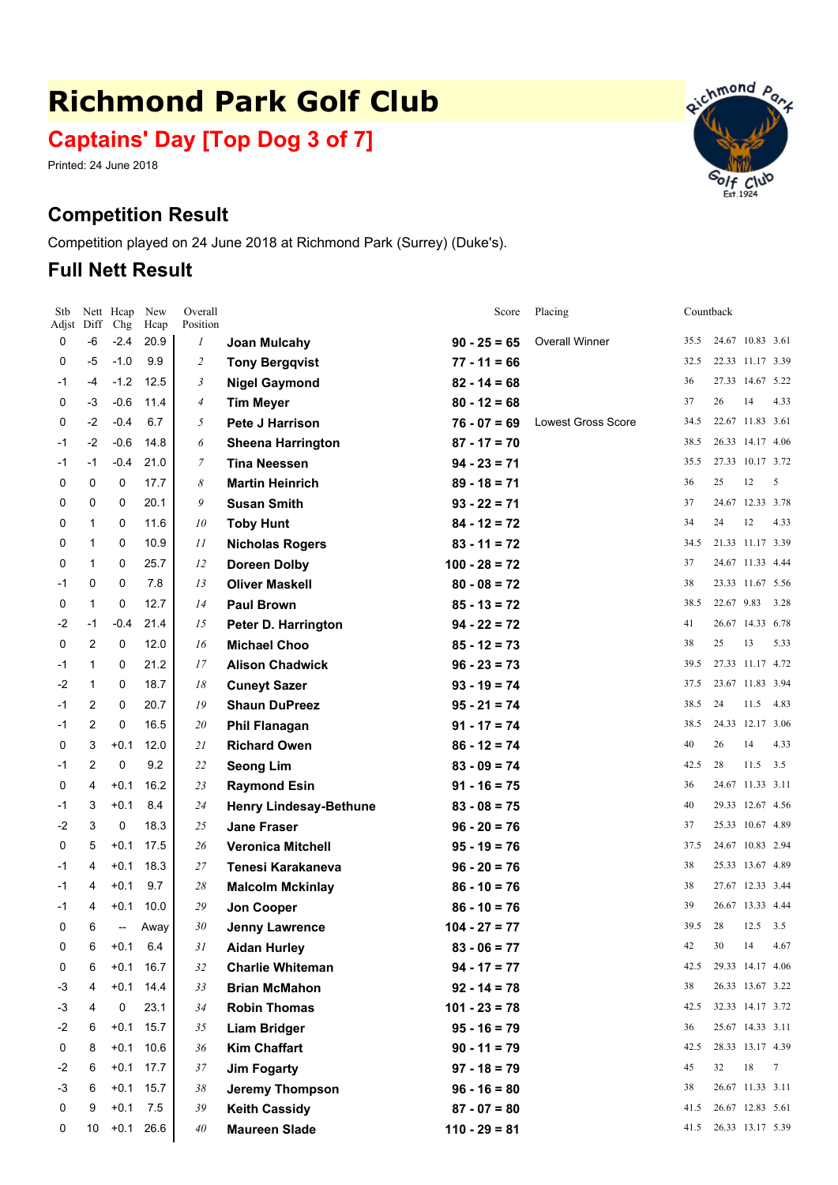# Richmond Park Golf Club

## Captains' Day [Top Dog 3 of 7]

Printed: 24 June 2018

## Competition Result

Competition played on 24 June 2018 at Richmond Park (Surrey) (Duke's).

## Full Nett Result

| Stb Adjst | Nett Diff | Hcap Chg | New Hcap | Overall Position | | Score | Placing | Countback | | | |
|---|---|---|---|---|---|---|---|---|---|---|---|
| 0 | -6 | -2.4 | 20.9 | 1 | **Joan Mulcahy** | **90 - 25 = 65** | Overall Winner | 35.5 | 24.67 | 10.83 | 3.61 |
| 0 | -5 | -1.0 | 9.9 | 2 | **Tony Bergqvist** | **77 - 11 = 66** | | 32.5 | 22.33 | 11.17 | 3.39 |
| -1 | -4 | -1.2 | 12.5 | 3 | **Nigel Gaymond** | **82 - 14 = 68** | | 36 | 27.33 | 14.67 | 5.22 |
| 0 | -3 | -0.6 | 11.4 | 4 | **Tim Meyer** | **80 - 12 = 68** | | 37 | 26 | 14 | 4.33 |
| 0 | -2 | -0.4 | 6.7 | 5 | **Pete J Harrison** | **76 - 07 = 69** | Lowest Gross Score | 34.5 | 22.67 | 11.83 | 3.61 |
| -1 | -2 | -0.6 | 14.8 | 6 | **Sheena Harrington** | **87 - 17 = 70** | | 38.5 | 26.33 | 14.17 | 4.06 |
| -1 | -1 | -0.4 | 21.0 | 7 | **Tina Neessen** | **94 - 23 = 71** | | 35.5 | 27.33 | 10.17 | 3.72 |
| 0 | 0 | 0 | 17.7 | 8 | **Martin Heinrich** | **89 - 18 = 71** | | 36 | 25 | 12 | 5 |
| 0 | 0 | 0 | 20.1 | 9 | **Susan Smith** | **93 - 22 = 71** | | 37 | 24.67 | 12.33 | 3.78 |
| 0 | 1 | 0 | 11.6 | 10 | **Toby Hunt** | **84 - 12 = 72** | | 34 | 24 | 12 | 4.33 |
| 0 | 1 | 0 | 10.9 | 11 | **Nicholas Rogers** | **83 - 11 = 72** | | 34.5 | 21.33 | 11.17 | 3.39 |
| 0 | 1 | 0 | 25.7 | 12 | **Doreen Dolby** | **100 - 28 = 72** | | 37 | 24.67 | 11.33 | 4.44 |
| -1 | 0 | 0 | 7.8 | 13 | **Oliver Maskell** | **80 - 08 = 72** | | 38 | 23.33 | 11.67 | 5.56 |
| 0 | 1 | 0 | 12.7 | 14 | **Paul Brown** | **85 - 13 = 72** | | 38.5 | 22.67 | 9.83 | 3.28 |
| -2 | -1 | -0.4 | 21.4 | 15 | **Peter D. Harrington** | **94 - 22 = 72** | | 41 | 26.67 | 14.33 | 6.78 |
| 0 | 2 | 0 | 12.0 | 16 | **Michael Choo** | **85 - 12 = 73** | | 38 | 25 | 13 | 5.33 |
| -1 | 1 | 0 | 21.2 | 17 | **Alison Chadwick** | **96 - 23 = 73** | | 39.5 | 27.33 | 11.17 | 4.72 |
| -2 | 1 | 0 | 18.7 | 18 | **Cuneyt Sazer** | **93 - 19 = 74** | | 37.5 | 23.67 | 11.83 | 3.94 |
| -1 | 2 | 0 | 20.7 | 19 | **Shaun DuPreez** | **95 - 21 = 74** | | 38.5 | 24 | 11.5 | 4.83 |
| -1 | 2 | 0 | 16.5 | 20 | **Phil Flanagan** | **91 - 17 = 74** | | 38.5 | 24.33 | 12.17 | 3.06 |
| 0 | 3 | +0.1 | 12.0 | 21 | **Richard Owen** | **86 - 12 = 74** | | 40 | 26 | 14 | 4.33 |
| -1 | 2 | 0 | 9.2 | 22 | **Seong Lim** | **83 - 09 = 74** | | 42.5 | 28 | 11.5 | 3.5 |
| 0 | 4 | +0.1 | 16.2 | 23 | **Raymond Esin** | **91 - 16 = 75** | | 36 | 24.67 | 11.33 | 3.11 |
| -1 | 3 | +0.1 | 8.4 | 24 | **Henry Lindesay-Bethune** | **83 - 08 = 75** | | 40 | 29.33 | 12.67 | 4.56 |
| -2 | 3 | 0 | 18.3 | 25 | **Jane Fraser** | **96 - 20 = 76** | | 37 | 25.33 | 10.67 | 4.89 |
| 0 | 5 | +0.1 | 17.5 | 26 | **Veronica Mitchell** | **95 - 19 = 76** | | 37.5 | 24.67 | 10.83 | 2.94 |
| -1 | 4 | +0.1 | 18.3 | 27 | **Tenesi Karakaneva** | **96 - 20 = 76** | | 38 | 25.33 | 13.67 | 4.89 |
| -1 | 4 | +0.1 | 9.7 | 28 | **Malcolm Mckinlay** | **86 - 10 = 76** | | 38 | 27.67 | 12.33 | 3.44 |
| -1 | 4 | +0.1 | 10.0 | 29 | **Jon Cooper** | **86 - 10 = 76** | | 39 | 26.67 | 13.33 | 4.44 |
| 0 | 6 | -- | Away | 30 | **Jenny Lawrence** | **104 - 27 = 77** | | 39.5 | 28 | 12.5 | 3.5 |
| 0 | 6 | +0.1 | 6.4 | 31 | **Aidan Hurley** | **83 - 06 = 77** | | 42 | 30 | 14 | 4.67 |
| 0 | 6 | +0.1 | 16.7 | 32 | **Charlie Whiteman** | **94 - 17 = 77** | | 42.5 | 29.33 | 14.17 | 4.06 |
| -3 | 4 | +0.1 | 14.4 | 33 | **Brian McMahon** | **92 - 14 = 78** | | 38 | 26.33 | 13.67 | 3.22 |
| -3 | 4 | 0 | 23.1 | 34 | **Robin Thomas** | **101 - 23 = 78** | | 42.5 | 32.33 | 14.17 | 3.72 |
| -2 | 6 | +0.1 | 15.7 | 35 | **Liam Bridger** | **95 - 16 = 79** | | 36 | 25.67 | 14.33 | 3.11 |
| 0 | 8 | +0.1 | 10.6 | 36 | **Kim Chaffart** | **90 - 11 = 79** | | 42.5 | 28.33 | 13.17 | 4.39 |
| -2 | 6 | +0.1 | 17.7 | 37 | **Jim Fogarty** | **97 - 18 = 79** | | 45 | 32 | 18 | 7 |
| -3 | 6 | +0.1 | 15.7 | 38 | **Jeremy Thompson** | **96 - 16 = 80** | | 38 | 26.67 | 11.33 | 3.11 |
| 0 | 9 | +0.1 | 7.5 | 39 | **Keith Cassidy** | **87 - 07 = 80** | | 41.5 | 26.67 | 12.83 | 5.61 |
| 0 | 10 | +0.1 | 26.6 | 40 | **Maureen Slade** | **110 - 29 = 81** | | 41.5 | 26.33 | 13.17 | 5.39 |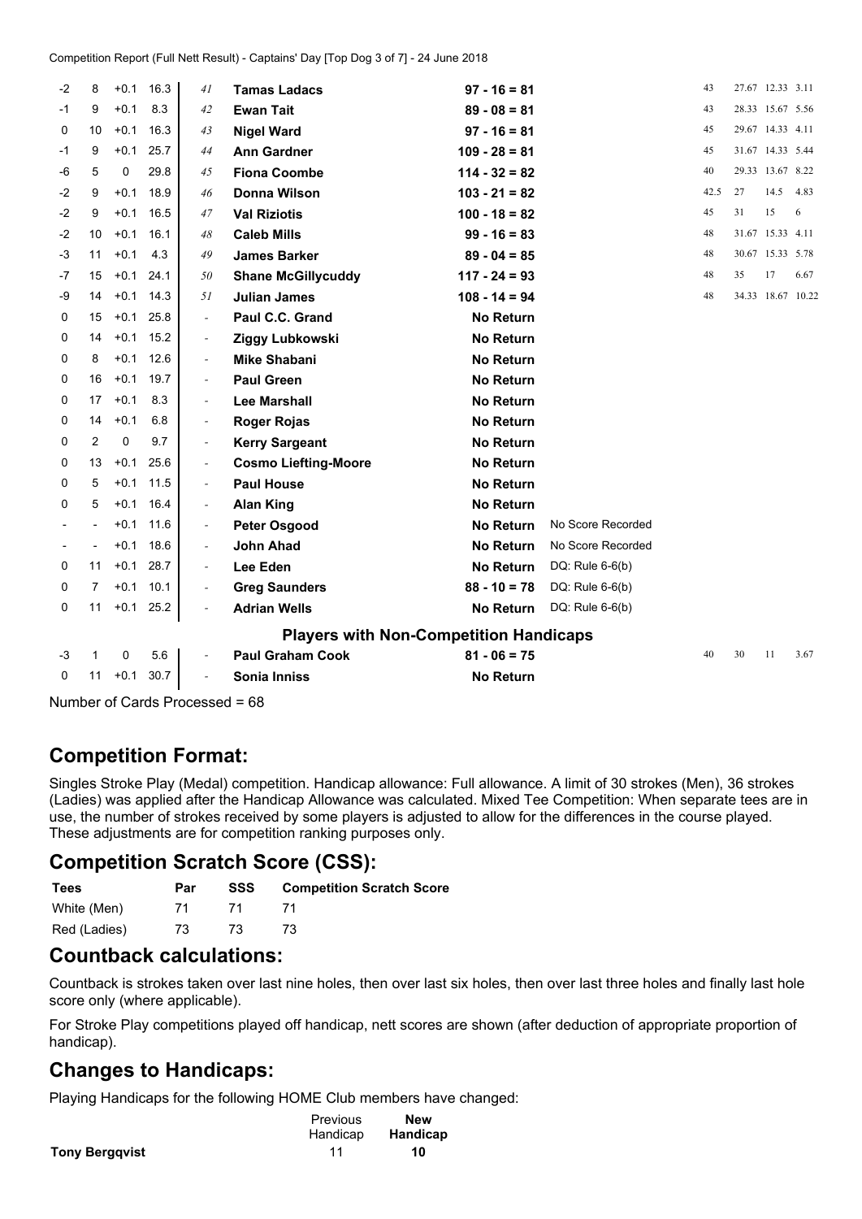| | | | | | | | | | | | | |
|---|---|---|---|---|---|---|---|---|---|---|---|---|
| -2 | 8 | +0.1 | 16.3 | 41 | **Tamas Ladacs** | **97 - 16 = 81** | | 43 | 27.67 | 12.33 | 3.11 |
| -1 | 9 | +0.1 | 8.3 | 42 | **Ewan Tait** | **89 - 08 = 81** | | 43 | 28.33 | 15.67 | 5.56 |
| 0 | 10 | +0.1 | 16.3 | 43 | **Nigel Ward** | **97 - 16 = 81** | | 45 | 29.67 | 14.33 | 4.11 |
| -1 | 9 | +0.1 | 25.7 | 44 | **Ann Gardner** | **109 - 28 = 81** | | 45 | 31.67 | 14.33 | 5.44 |
| -6 | 5 | 0 | 29.8 | 45 | **Fiona Coombe** | **114 - 32 = 82** | | 40 | 29.33 | 13.67 | 8.22 |
| -2 | 9 | +0.1 | 18.9 | 46 | **Donna Wilson** | **103 - 21 = 82** | | 42.5 | 27 | 14.5 | 4.83 |
| -2 | 9 | +0.1 | 16.5 | 47 | **Val Riziotis** | **100 - 18 = 82** | | 45 | 31 | 15 | 6 |
| -2 | 10 | +0.1 | 16.1 | 48 | **Caleb Mills** | **99 - 16 = 83** | | 48 | 31.67 | 15.33 | 4.11 |
| -3 | 11 | +0.1 | 4.3 | 49 | **James Barker** | **89 - 04 = 85** | | 48 | 30.67 | 15.33 | 5.78 |
| -7 | 15 | +0.1 | 24.1 | 50 | **Shane McGillycuddy** | **117 - 24 = 93** | | 48 | 35 | 17 | 6.67 |
| -9 | 14 | +0.1 | 14.3 | 51 | **Julian James** | **108 - 14 = 94** | | 48 | 34.33 | 18.67 | 10.22 |
| 0 | 15 | +0.1 | 25.8 | - | **Paul C.C. Grand** | **No Return** | | | | | |
| 0 | 14 | +0.1 | 15.2 | - | **Ziggy Lubkowski** | **No Return** | | | | | |
| 0 | 8 | +0.1 | 12.6 | - | **Mike Shabani** | **No Return** | | | | | |
| 0 | 16 | +0.1 | 19.7 | - | **Paul Green** | **No Return** | | | | | |
| 0 | 17 | +0.1 | 8.3 | - | **Lee Marshall** | **No Return** | | | | | |
| 0 | 14 | +0.1 | 6.8 | - | **Roger Rojas** | **No Return** | | | | | |
| 0 | 2 | 0 | 9.7 | - | **Kerry Sargeant** | **No Return** | | | | | |
| 0 | 13 | +0.1 | 25.6 | - | **Cosmo Liefting-Moore** | **No Return** | | | | | |
| 0 | 5 | +0.1 | 11.5 | - | **Paul House** | **No Return** | | | | | |
| 0 | 5 | +0.1 | 16.4 | - | **Alan King** | **No Return** | | | | | |
| - | - | +0.1 | 11.6 | - | **Peter Osgood** | **No Return** | No Score Recorded | | | | |
| - | - | +0.1 | 18.6 | - | **John Ahad** | **No Return** | No Score Recorded | | | | |
| 0 | 11 | +0.1 | 28.7 | - | **Lee Eden** | **No Return** | DQ: Rule 6-6(b) | | | | |
| 0 | 7 | +0.1 | 10.1 | - | **Greg Saunders** | **88 - 10 = 78** | DQ: Rule 6-6(b) | | | | |
| 0 | 11 | +0.1 | 25.2 | - | **Adrian Wells** | **No Return** | DQ: Rule 6-6(b) | | | | |
| | | | | | **Players with Non-Competition Handicaps** | | | | | | |
| -3 | 1 | 0 | 5.6 | - | **Paul Graham Cook** | **81 - 06 = 75** | | 40 | 30 | 11 | 3.67 |
| 0 | 11 | +0.1 | 30.7 | - | **Sonia Inniss** | **No Return** | | | | | |

Number of Cards Processed = 68

## Competition Format:

Singles Stroke Play (Medal) competition. Handicap allowance: Full allowance. A limit of 30 strokes (Men), 36 strokes (Ladies) was applied after the Handicap Allowance was calculated. Mixed Tee Competition: When separate tees are in use, the number of strokes received by some players is adjusted to allow for the differences in the course played. These adjustments are for competition ranking purposes only.

## Competition Scratch Score (CSS):

| Tees | Par | SSS | Competition Scratch Score |
|---|---|---|---|
| White (Men) | 71 | 71 | 71 |
| Red (Ladies) | 73 | 73 | 73 |

## Countback calculations:

Countback is strokes taken over last nine holes, then over last six holes, then over last three holes and finally last hole score only (where applicable).

For Stroke Play competitions played off handicap, nett scores are shown (after deduction of appropriate proportion of handicap).

## Changes to Handicaps:

Playing Handicaps for the following HOME Club members have changed:

| | Previous Handicap | **New Handicap** |
|---|---|---|
| **Tony Bergqvist** | 11 | **10** |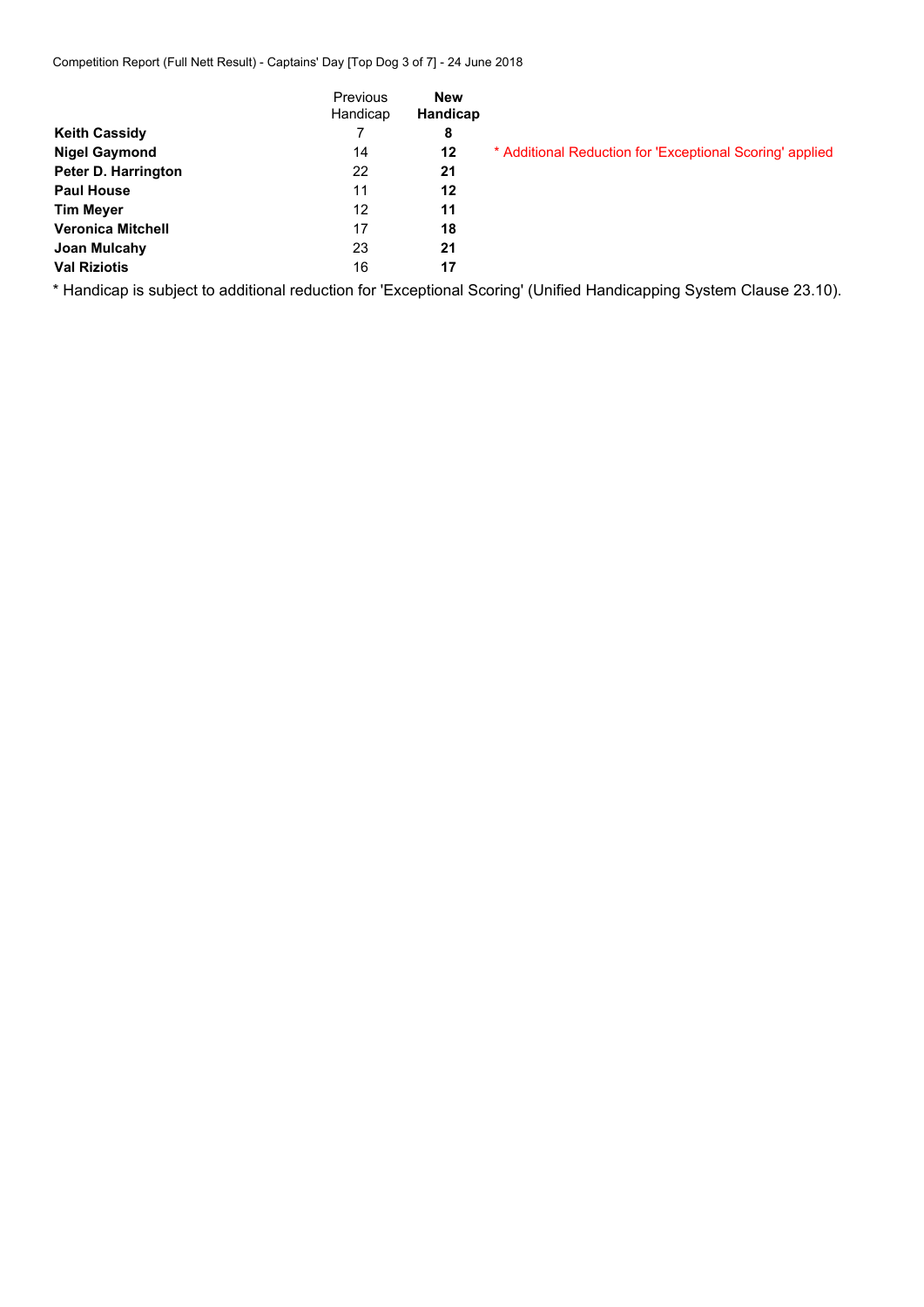Competition Report (Full Nett Result) - Captains' Day [Top Dog 3 of 7] - 24 June 2018

| | Previous Handicap | **New Handicap** | |
|---|---|---|---|
| **Keith Cassidy** | 7 | **8** | |
| **Nigel Gaymond** | 14 | **12** | * Additional Reduction for 'Exceptional Scoring' applied |
| **Peter D. Harrington** | 22 | **21** | |
| **Paul House** | 11 | **12** | |
| **Tim Meyer** | 12 | **11** | |
| **Veronica Mitchell** | 17 | **18** | |
| **Joan Mulcahy** | 23 | **21** | |
| **Val Riziotis** | 16 | **17** | |

* Handicap is subject to additional reduction for 'Exceptional Scoring' (Unified Handicapping System Clause 23.10).